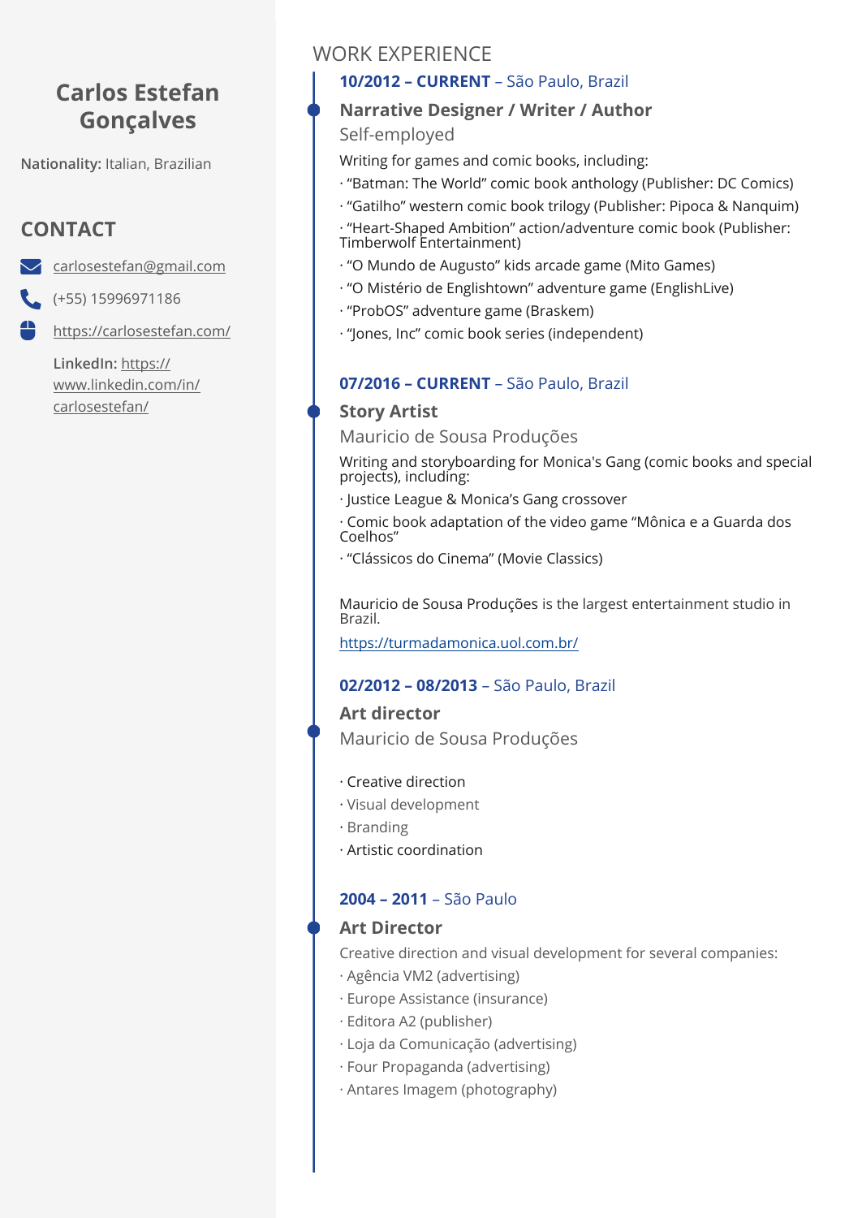# Carlos Estefan Gonçalves

**Nationality:** Italian, Brazilian

## CONTACT

carlosestefan@gmail.com

(+55) 15996971186

https://carlosestefan.com/

**LinkedIn:** https://www.linkedin.com/in/carlosestefan/

## WORK EXPERIENCE

**10/2012 – CURRENT** – São Paulo, Brazil

### Narrative Designer / Writer / Author

Self-employed

Writing for games and comic books, including:

· "Batman: The World" comic book anthology (Publisher: DC Comics)

· "Gatilho" western comic book trilogy (Publisher: Pipoca & Nanquim)

· "Heart-Shaped Ambition" action/adventure comic book (Publisher: Timberwolf Entertainment)

· "O Mundo de Augusto" kids arcade game (Mito Games)

· "O Mistério de Englishtown" adventure game (EnglishLive)

· "ProbOS" adventure game (Braskem)

· "Jones, Inc" comic book series (independent)

**07/2016 – CURRENT** – São Paulo, Brazil

### Story Artist

Mauricio de Sousa Produções

Writing and storyboarding for Monica's Gang (comic books and special projects), including:

· Justice League & Monica's Gang crossover

· Comic book adaptation of the video game "Mônica e a Guarda dos Coelhos"

· "Clássicos do Cinema" (Movie Classics)

Mauricio de Sousa Produções is the largest entertainment studio in Brazil.

https://turmadamonica.uol.com.br/

**02/2012 – 08/2013** – São Paulo, Brazil

### Art director

Mauricio de Sousa Produções

· Creative direction

· Visual development

· Branding

· Artistic coordination

**2004 – 2011** – São Paulo

### Art Director

Creative direction and visual development for several companies:

· Agência VM2 (advertising)

· Europe Assistance (insurance)

· Editora A2 (publisher)

· Loja da Comunicação (advertising)

· Four Propaganda (advertising)

· Antares Imagem (photography)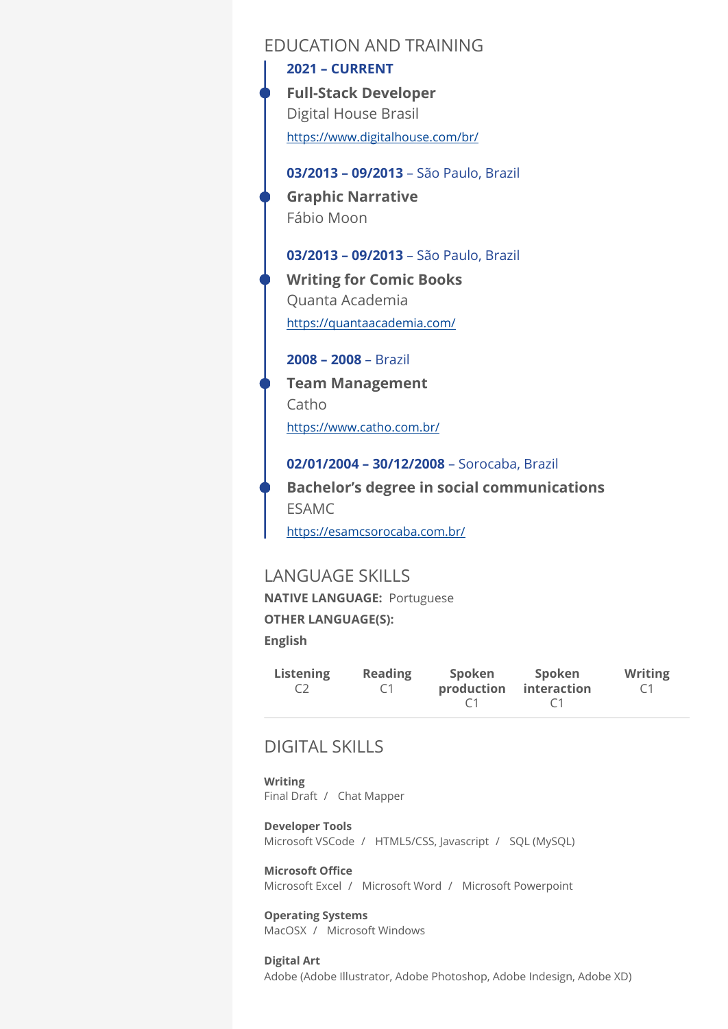## EDUCATION AND TRAINING

**2021 – CURRENT**

**Full-Stack Developer**
Digital House Brasil
https://www.digitalhouse.com/br/

**03/2013 – 09/2013** – São Paulo, Brazil

**Graphic Narrative**
Fábio Moon

**03/2013 – 09/2013** – São Paulo, Brazil

**Writing for Comic Books**
Quanta Academia
https://quantaacademia.com/

**2008 – 2008** – Brazil

**Team Management**
Catho
https://www.catho.com.br/

**02/01/2004 – 30/12/2008** – Sorocaba, Brazil

**Bachelor's degree in social communications**
ESAMC
https://esamcsorocaba.com.br/

## LANGUAGE SKILLS

**NATIVE LANGUAGE:** Portuguese

**OTHER LANGUAGE(S):**

**English**

| Listening | Reading | Spoken production | Spoken interaction | Writing |
|---|---|---|---|---|
| C2 | C1 | C1 | C1 | C1 |

## DIGITAL SKILLS

**Writing**
Final Draft / Chat Mapper

**Developer Tools**
Microsoft VSCode / HTML5/CSS, Javascript / SQL (MySQL)

**Microsoft Office**
Microsoft Excel / Microsoft Word / Microsoft Powerpoint

**Operating Systems**
MacOSX / Microsoft Windows

**Digital Art**
Adobe (Adobe Illustrator, Adobe Photoshop, Adobe Indesign, Adobe XD)